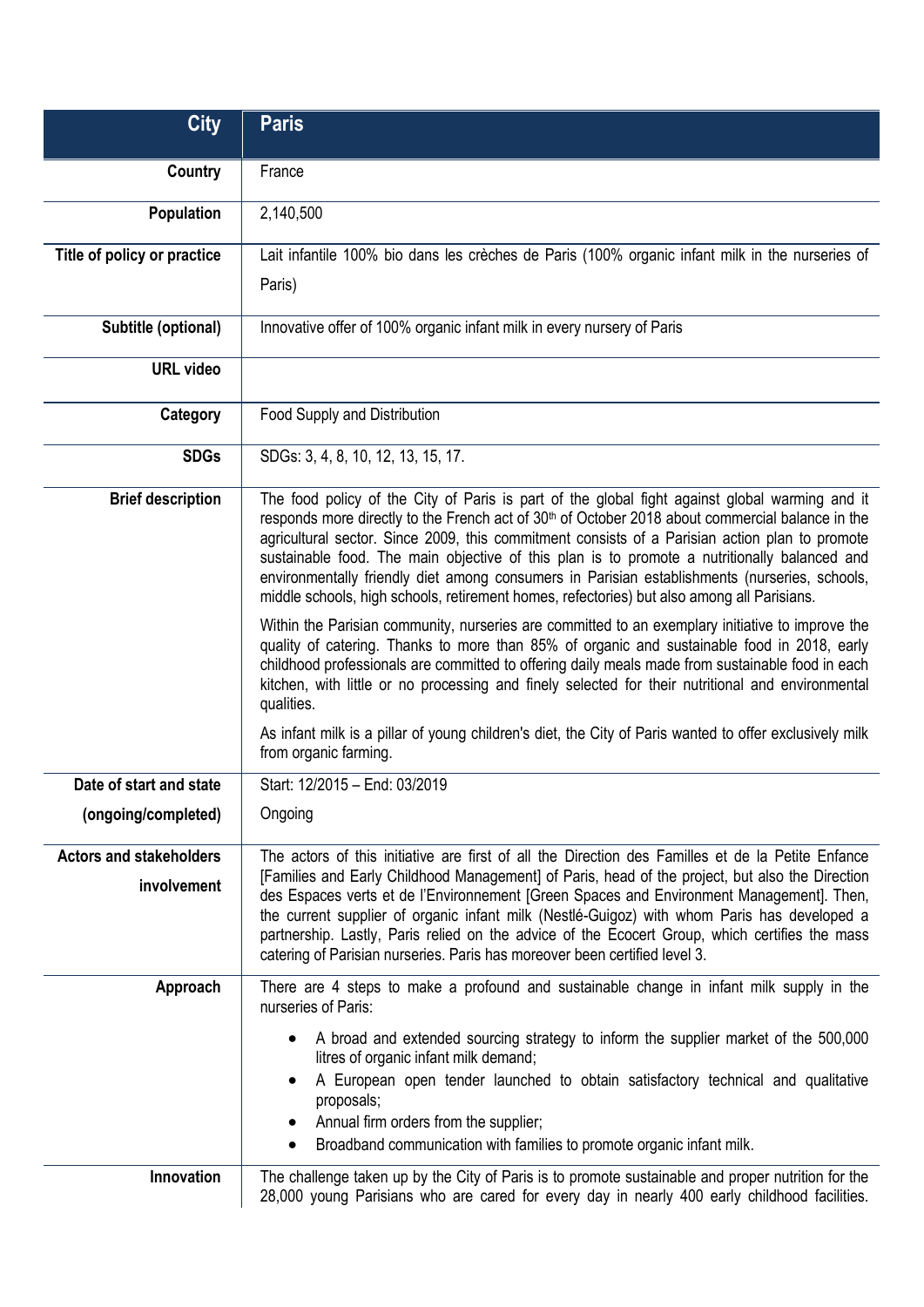| City | Paris |
| --- | --- |
| **Country** | France |
| **Population** | 2,140,500 |
| **Title of policy or practice** | Lait infantile 100% bio dans les crèches de Paris (100% organic infant milk in the nurseries of Paris) |
| **Subtitle (optional)** | Innovative offer of 100% organic infant milk in every nursery of Paris |
| **URL video** | |
| **Category** | Food Supply and Distribution |
| **SDGs** | SDGs: 3, 4, 8, 10, 12, 13, 15, 17. |
| **Brief description** | The food policy of the City of Paris is part of the global fight against global warming and it responds more directly to the French act of 30th of October 2018 about commercial balance in the agricultural sector. Since 2009, this commitment consists of a Parisian action plan to promote sustainable food. The main objective of this plan is to promote a nutritionally balanced and environmentally friendly diet among consumers in Parisian establishments (nurseries, schools, middle schools, high schools, retirement homes, refectories) but also among all Parisians.<br><br>Within the Parisian community, nurseries are committed to an exemplary initiative to improve the quality of catering. Thanks to more than 85% of organic and sustainable food in 2018, early childhood professionals are committed to offering daily meals made from sustainable food in each kitchen, with little or no processing and finely selected for their nutritional and environmental qualities.<br><br>As infant milk is a pillar of young children's diet, the City of Paris wanted to offer exclusively milk from organic farming. |
| **Date of start and state (ongoing/completed)** | Start: 12/2015 – End: 03/2019<br><br>Ongoing |
| **Actors and stakeholders involvement** | The actors of this initiative are first of all the Direction des Familles et de la Petite Enfance [Families and Early Childhood Management] of Paris, head of the project, but also the Direction des Espaces verts et de l'Environnement [Green Spaces and Environment Management]. Then, the current supplier of organic infant milk (Nestlé-Guigoz) with whom Paris has developed a partnership. Lastly, Paris relied on the advice of the Ecocert Group, which certifies the mass catering of Parisian nurseries. Paris has moreover been certified level 3. |
| **Approach** | There are 4 steps to make a profound and sustainable change in infant milk supply in the nurseries of Paris:<br><br>• A broad and extended sourcing strategy to inform the supplier market of the 500,000 litres of organic infant milk demand;<br>• A European open tender launched to obtain satisfactory technical and qualitative proposals;<br>• Annual firm orders from the supplier;<br>• Broadband communication with families to promote organic infant milk. |
| **Innovation** | The challenge taken up by the City of Paris is to promote sustainable and proper nutrition for the 28,000 young Parisians who are cared for every day in nearly 400 early childhood facilities. |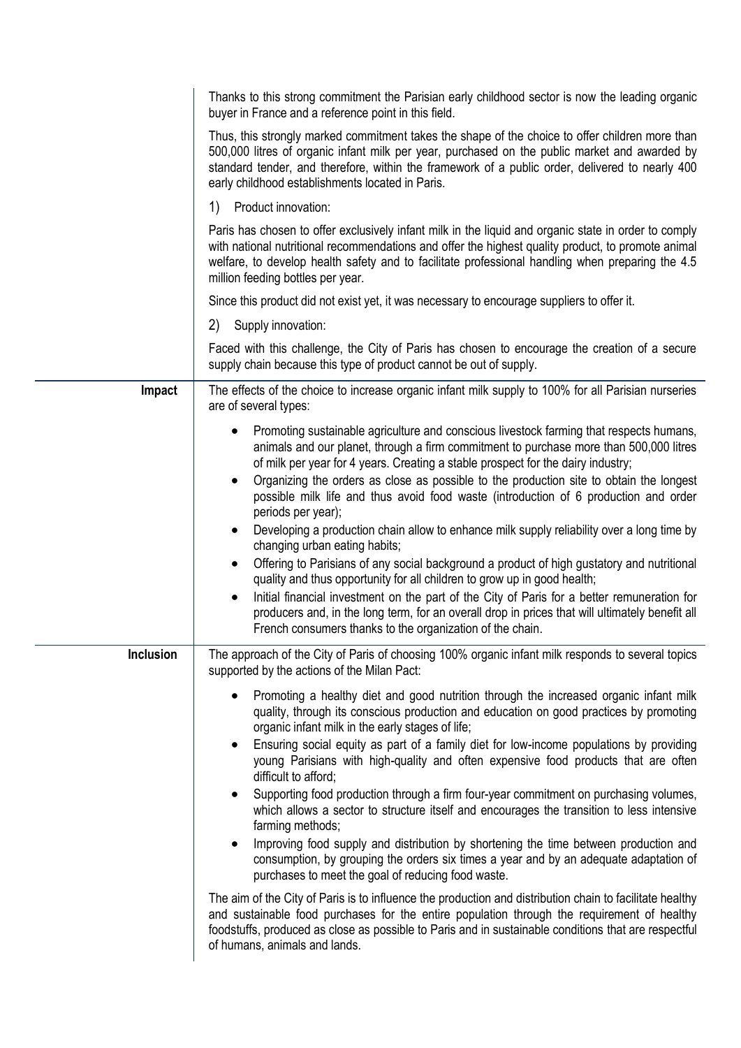Thanks to this strong commitment the Parisian early childhood sector is now the leading organic buyer in France and a reference point in this field.

Thus, this strongly marked commitment takes the shape of the choice to offer children more than 500,000 litres of organic infant milk per year, purchased on the public market and awarded by standard tender, and therefore, within the framework of a public order, delivered to nearly 400 early childhood establishments located in Paris.

1) Product innovation:

Paris has chosen to offer exclusively infant milk in the liquid and organic state in order to comply with national nutritional recommendations and offer the highest quality product, to promote animal welfare, to develop health safety and to facilitate professional handling when preparing the 4.5 million feeding bottles per year.

Since this product did not exist yet, it was necessary to encourage suppliers to offer it.

2) Supply innovation:

Faced with this challenge, the City of Paris has chosen to encourage the creation of a secure supply chain because this type of product cannot be out of supply.

**Impact**

The effects of the choice to increase organic infant milk supply to 100% for all Parisian nurseries are of several types:

- Promoting sustainable agriculture and conscious livestock farming that respects humans, animals and our planet, through a firm commitment to purchase more than 500,000 litres of milk per year for 4 years. Creating a stable prospect for the dairy industry;
- Organizing the orders as close as possible to the production site to obtain the longest possible milk life and thus avoid food waste (introduction of 6 production and order periods per year);
- Developing a production chain allow to enhance milk supply reliability over a long time by changing urban eating habits;
- Offering to Parisians of any social background a product of high gustatory and nutritional quality and thus opportunity for all children to grow up in good health;
- Initial financial investment on the part of the City of Paris for a better remuneration for producers and, in the long term, for an overall drop in prices that will ultimately benefit all French consumers thanks to the organization of the chain.

**Inclusion**

The approach of the City of Paris of choosing 100% organic infant milk responds to several topics supported by the actions of the Milan Pact:

- Promoting a healthy diet and good nutrition through the increased organic infant milk quality, through its conscious production and education on good practices by promoting organic infant milk in the early stages of life;
- Ensuring social equity as part of a family diet for low-income populations by providing young Parisians with high-quality and often expensive food products that are often difficult to afford;
- Supporting food production through a firm four-year commitment on purchasing volumes, which allows a sector to structure itself and encourages the transition to less intensive farming methods;
- Improving food supply and distribution by shortening the time between production and consumption, by grouping the orders six times a year and by an adequate adaptation of purchases to meet the goal of reducing food waste.

The aim of the City of Paris is to influence the production and distribution chain to facilitate healthy and sustainable food purchases for the entire population through the requirement of healthy foodstuffs, produced as close as possible to Paris and in sustainable conditions that are respectful of humans, animals and lands.